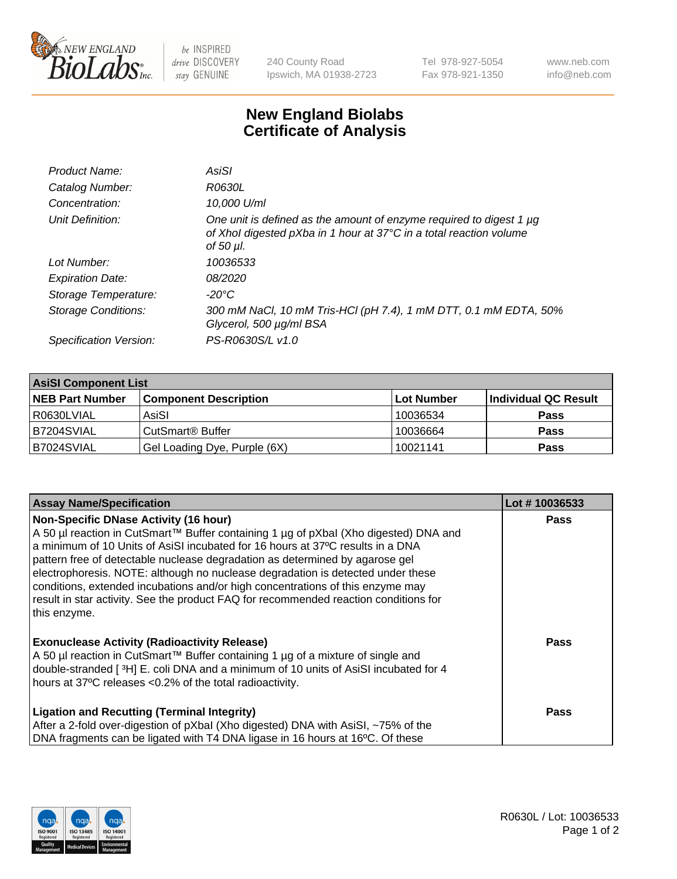# New England Biolabs
# Certificate of Analysis

| | |
|---|---|
| *Product Name:* | *AsiSI* |
| *Catalog Number:* | *R0630L* |
| *Concentration:* | *10,000 U/ml* |
| *Unit Definition:* | *One unit is defined as the amount of enzyme required to digest 1 µg of XhoI digested pXba in 1 hour at 37°C in a total reaction volume of 50 µl.* |
| *Lot Number:* | *10036533* |
| *Expiration Date:* | *08/2020* |
| *Storage Temperature:* | *-20°C* |
| *Storage Conditions:* | *300 mM NaCl, 10 mM Tris-HCl (pH 7.4), 1 mM DTT, 0.1 mM EDTA, 50% Glycerol, 500 µg/ml BSA* |
| *Specification Version:* | *PS-R0630S/L v1.0* |

| AsiSI Component List | | | |
|---|---|---|---|
| **NEB Part Number** | **Component Description** | **Lot Number** | **Individual QC Result** |
| R0630LVIAL | AsiSI | 10036534 | **Pass** |
| B7204SVIAL | CutSmart® Buffer | 10036664 | **Pass** |
| B7024SVIAL | Gel Loading Dye, Purple (6X) | 10021141 | **Pass** |

| Assay Name/Specification | Lot # 10036533 |
|---|---|
| **Non-Specific DNase Activity (16 hour)**<br>A 50 µl reaction in CutSmart™ Buffer containing 1 µg of pXbaI (Xho digested) DNA and a minimum of 10 Units of AsiSI incubated for 16 hours at 37ºC results in a DNA pattern free of detectable nuclease degradation as determined by agarose gel electrophoresis. NOTE: although no nuclease degradation is detected under these conditions, extended incubations and/or high concentrations of this enzyme may result in star activity. See the product FAQ for recommended reaction conditions for this enzyme. | **Pass** |
| **Exonuclease Activity (Radioactivity Release)**<br>A 50 µl reaction in CutSmart™ Buffer containing 1 µg of a mixture of single and double-stranded [ $^{3}$H] E. coli DNA and a minimum of 10 units of AsiSI incubated for 4 hours at 37ºC releases <0.2% of the total radioactivity. | **Pass** |
| **Ligation and Recutting (Terminal Integrity)**<br>After a 2-fold over-digestion of pXbaI (Xho digested) DNA with AsiSI, ~75% of the DNA fragments can be ligated with T4 DNA ligase in 16 hours at 16ºC. Of these | **Pass** |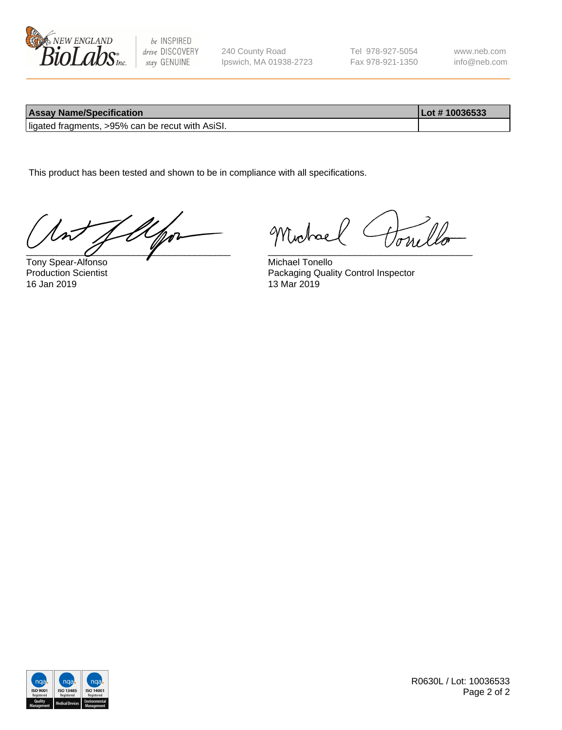| Assay Name/Specification | Lot # 10036533 |
| --- | --- |
| ligated fragments, >95% can be recut with AsiSI. | |

This product has been tested and shown to be in compliance with all specifications.

Tony Spear-Alfonso
Production Scientist
16 Jan 2019

Michael Tonello
Packaging Quality Control Inspector
13 Mar 2019

R0630L / Lot: 10036533